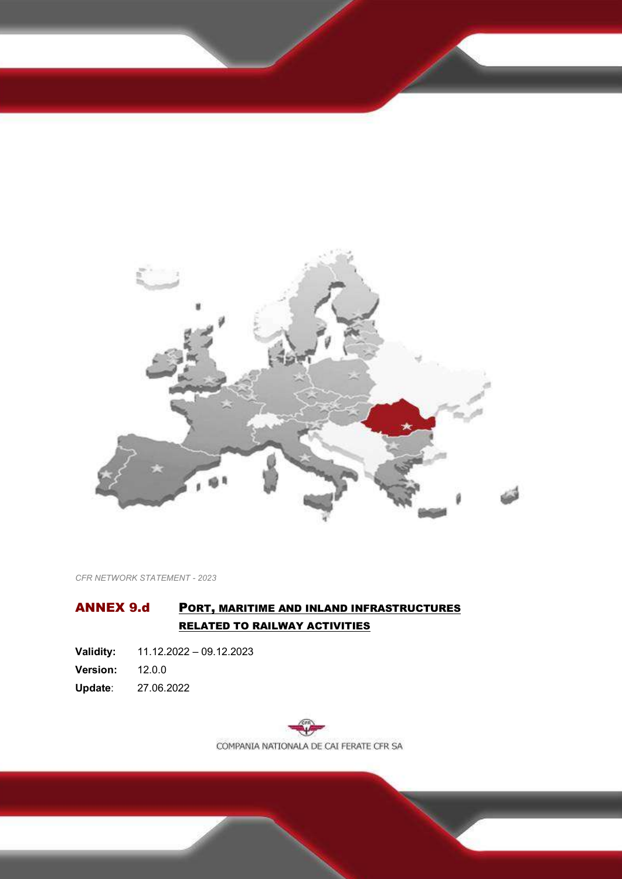*CFR NETWORK STATEMENT - 2023*

# ANNEX 9.d PORT, MARITIME AND INLAND INFRASTRUCTURES RELATED TO RAILWAY ACTIVITIES

**Validity:** 11.12.2022 – 09.12.2023

**Version:** 12.0.0

**Update**: 27.06.2022

COMPANIA NATIONALA DE CAI FERATE CFR SA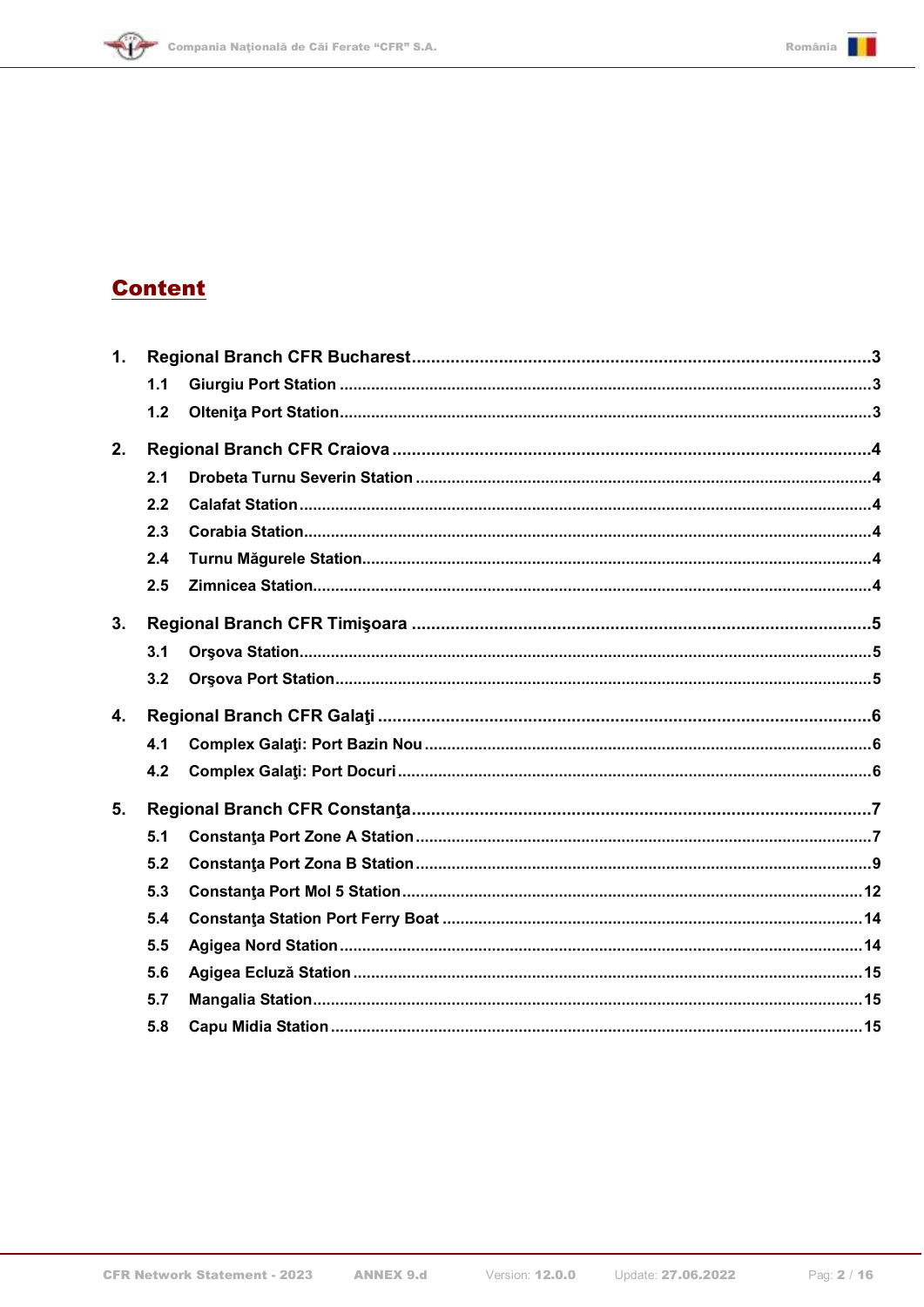# Content

1. Regional Branch CFR Bucharest ............................................................................................3
   - 1.1 Giurgiu Port Station ....................................................................................................3
   - 1.2 Olteniţa Port Station.....................................................................................................3
2. Regional Branch CFR Craiova ..................................................................................................4
   - 2.1 Drobeta Turnu Severin Station ....................................................................................4
   - 2.2 Calafat Station..............................................................................................................4
   - 2.3 Corabia Station.............................................................................................................4
   - 2.4 Turnu Măgurele Station................................................................................................4
   - 2.5 Zimnicea Station...........................................................................................................4
3. Regional Branch CFR Timişoara ..............................................................................................5
   - 3.1 Orşova Station..............................................................................................................5
   - 3.2 Orşova Port Station.......................................................................................................5
4. Regional Branch CFR Galaţi ......................................................................................................6
   - 4.1 Complex Galaţi: Port Bazin Nou ..................................................................................6
   - 4.2 Complex Galaţi: Port Docuri ........................................................................................6
5. Regional Branch CFR Constanţa...............................................................................................7
   - 5.1 Constanţa Port Zone A Station .....................................................................................7
   - 5.2 Constanţa Port Zona B Station .....................................................................................9
   - 5.3 Constanţa Port Mol 5 Station .....................................................................................12
   - 5.4 Constanţa Station Port Ferry Boat .............................................................................14
   - 5.5 Agigea Nord Station ...................................................................................................14
   - 5.6 Agigea Ecluză Station ................................................................................................15
   - 5.7 Mangalia Station.........................................................................................................15
   - 5.8 Capu Midia Station .....................................................................................................15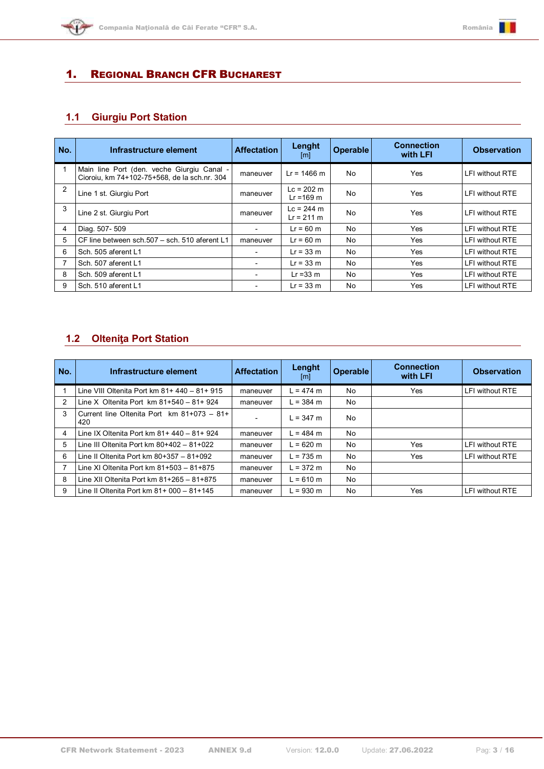# 1. Regional Branch CFR Bucharest

## 1.1 Giurgiu Port Station

| No. | Infrastructure element | Affectation | Lenght [m] | Operable | Connection with LFI | Observation |
|---|---|---|---|---|---|---|
| 1 | Main line Port (den. veche Giurgiu Canal - Cioroiu, km 74+102-75+568, de la sch.nr. 304 | maneuver | Lr = 1466 m | No | Yes | LFI without RTE |
| 2 | Line 1 st. Giurgiu Port | maneuver | Lc = 202 m Lr =169 m | No | Yes | LFI without RTE |
| 3 | Line 2 st. Giurgiu Port | maneuver | Lc = 244 m Lr = 211 m | No | Yes | LFI without RTE |
| 4 | Diag. 507- 509 | - | Lr = 60 m | No | Yes | LFI without RTE |
| 5 | CF line between sch.507 – sch. 510 aferent L1 | maneuver | Lr = 60 m | No | Yes | LFI without RTE |
| 6 | Sch. 505 aferent L1 | - | Lr = 33 m | No | Yes | LFI without RTE |
| 7 | Sch. 507 aferent L1 | - | Lr = 33 m | No | Yes | LFI without RTE |
| 8 | Sch. 509 aferent L1 | - | Lr =33 m | No | Yes | LFI without RTE |
| 9 | Sch. 510 aferent L1 | - | Lr = 33 m | No | Yes | LFI without RTE |

## 1.2 Olteniţa Port Station

| No. | Infrastructure element | Affectation | Lenght [m] | Operable | Connection with LFI | Observation |
|---|---|---|---|---|---|---|
| 1 | Line VIII Oltenita Port km 81+ 440 – 81+ 915 | maneuver | L = 474 m | No | Yes | LFI without RTE |
| 2 | Line X Oltenita Port km 81+540 – 81+ 924 | maneuver | L = 384 m | No | | |
| 3 | Current line Oltenita Port km 81+073 – 81+ 420 | - | L = 347 m | No | | |
| 4 | Line IX Oltenita Port km 81+ 440 – 81+ 924 | maneuver | L = 484 m | No | | |
| 5 | Line III Oltenita Port km 80+402 – 81+022 | maneuver | L = 620 m | No | Yes | LFI without RTE |
| 6 | Line II Oltenita Port km 80+357 – 81+092 | maneuver | L = 735 m | No | Yes | LFI without RTE |
| 7 | Line XI Oltenita Port km 81+503 – 81+875 | maneuver | L = 372 m | No | | |
| 8 | Line XII Oltenita Port km 81+265 – 81+875 | maneuver | L = 610 m | No | | |
| 9 | Line II Oltenita Port km 81+ 000 – 81+145 | maneuver | L = 930 m | No | Yes | LFI without RTE |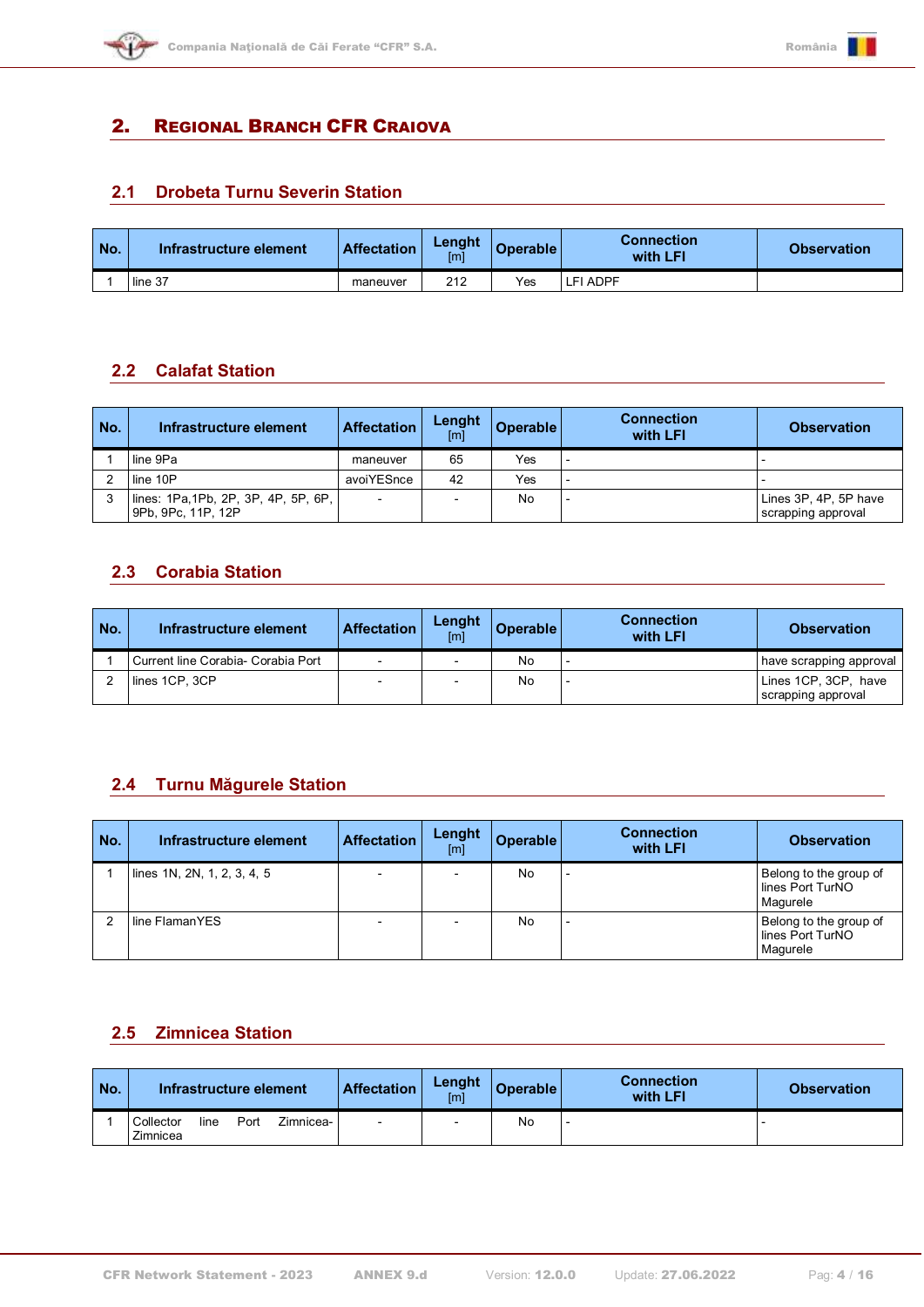## 2. REGIONAL BRANCH CFR CRAIOVA

### 2.1 Drobeta Turnu Severin Station

| No. | Infrastructure element | Affectation | Lenght [m] | Operable | Connection with LFI | Observation |
|---|---|---|---|---|---|---|
| 1 | line 37 | maneuver | 212 | Yes | LFI ADPF | |

### 2.2 Calafat Station

| No. | Infrastructure element | Affectation | Lenght [m] | Operable | Connection with LFI | Observation |
|---|---|---|---|---|---|---|
| 1 | line 9Pa | maneuver | 65 | Yes | - | - |
| 2 | line 10P | avoiYESnce | 42 | Yes | - | - |
| 3 | lines: 1Pa,1Pb, 2P, 3P, 4P, 5P, 6P, 9Pb, 9Pc, 11P, 12P | - | - | No | - | Lines 3P, 4P, 5P have scrapping approval |

### 2.3 Corabia Station

| No. | Infrastructure element | Affectation | Lenght [m] | Operable | Connection with LFI | Observation |
|---|---|---|---|---|---|---|
| 1 | Current line Corabia- Corabia Port | - | - | No | - | have scrapping approval |
| 2 | lines 1CP, 3CP | - | - | No | - | Lines 1CP, 3CP, have scrapping approval |

### 2.4 Turnu Măgurele Station

| No. | Infrastructure element | Affectation | Lenght [m] | Operable | Connection with LFI | Observation |
|---|---|---|---|---|---|---|
| 1 | lines 1N, 2N, 1, 2, 3, 4, 5 | - | - | No | - | Belong to the group of lines Port TurNO Magurele |
| 2 | line FlamanYES | - | - | No | - | Belong to the group of lines Port TurNO Magurele |

### 2.5 Zimnicea Station

| No. | Infrastructure element | Affectation | Lenght [m] | Operable | Connection with LFI | Observation |
|---|---|---|---|---|---|---|
| 1 | Collector line Port Zimnicea-Zimnicea | - | - | No | - | - |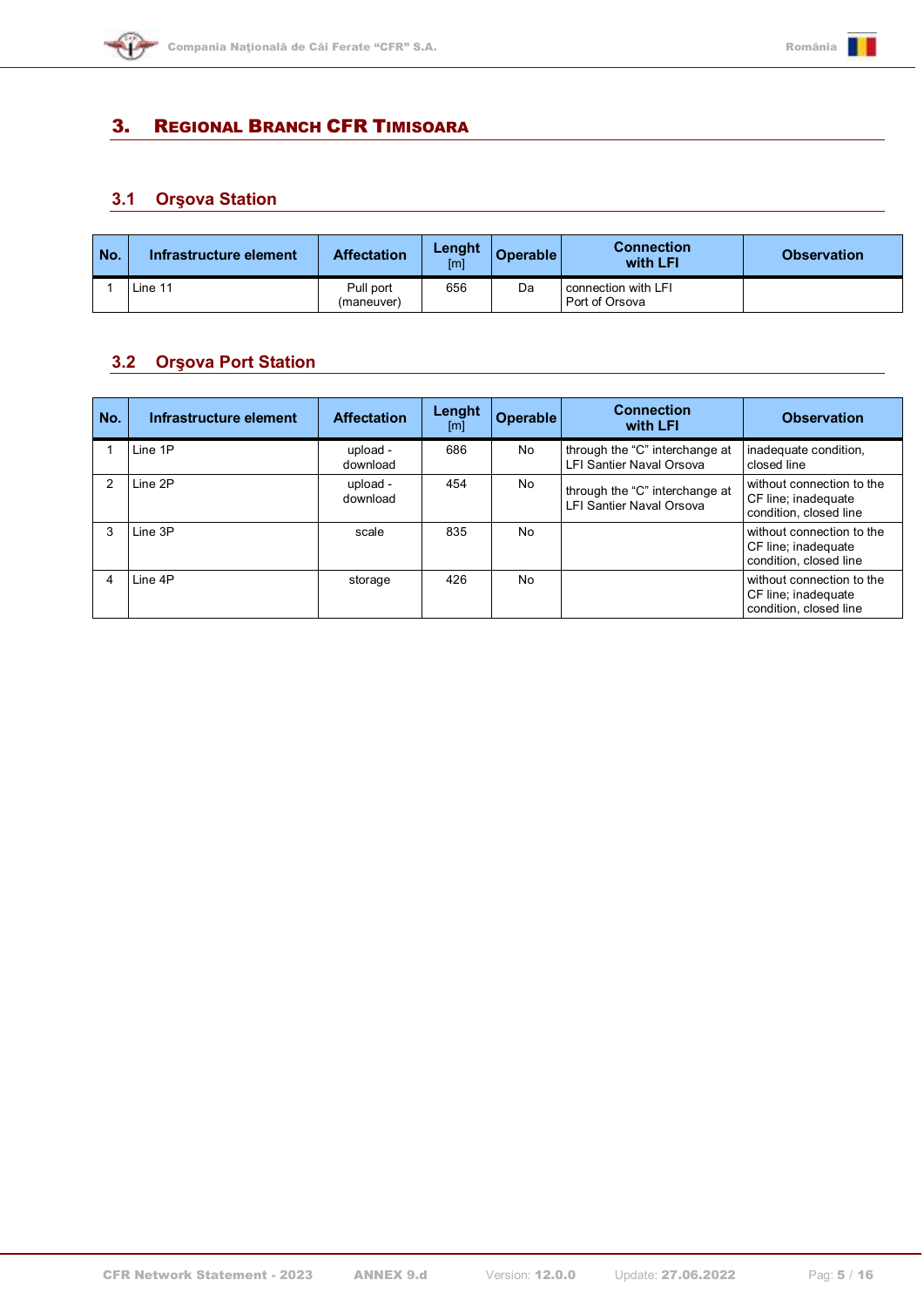## 3. REGIONAL BRANCH CFR TIMISOARA

### 3.1 Orşova Station

| No. | Infrastructure element | Affectation | Lenght [m] | Operable | Connection with LFI | Observation |
|---|---|---|---|---|---|---|
| 1 | Line 11 | Pull port (maneuver) | 656 | Da | connection with LFI Port of Orsova | |

### 3.2 Orşova Port Station

| No. | Infrastructure element | Affectation | Lenght [m] | Operable | Connection with LFI | Observation |
|---|---|---|---|---|---|---|
| 1 | Line 1P | upload - download | 686 | No | through the "C" interchange at LFI Santier Naval Orsova | inadequate condition, closed line |
| 2 | Line 2P | upload - download | 454 | No | through the "C" interchange at LFI Santier Naval Orsova | without connection to the CF line; inadequate condition, closed line |
| 3 | Line 3P | scale | 835 | No | | without connection to the CF line; inadequate condition, closed line |
| 4 | Line 4P | storage | 426 | No | | without connection to the CF line; inadequate condition, closed line |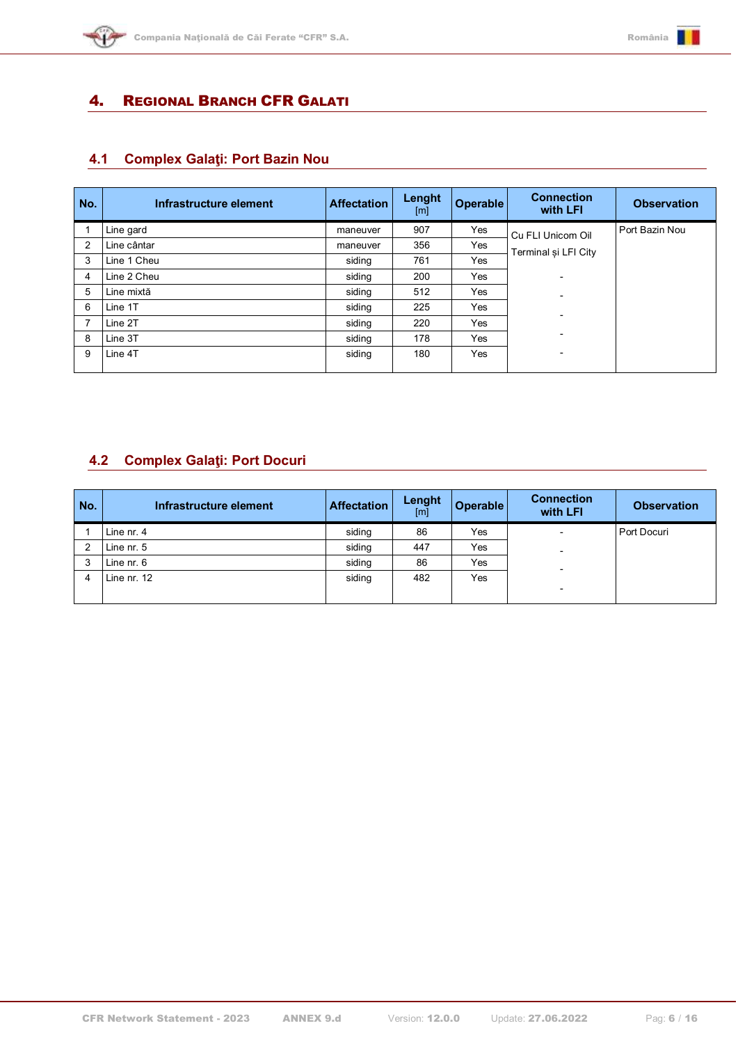# 4. Regional Branch CFR Galati

## 4.1 Complex Galaţi: Port Bazin Nou

| No. | Infrastructure element | Affectation | Lenght [m] | Operable | Connection with LFI | Observation |
|---|---|---|---|---|---|---|
| 1 | Line gard | maneuver | 907 | Yes | Cu FLI Unicom Oil Terminal şi LFI City | Port Bazin Nou |
| 2 | Line cântar | maneuver | 356 | Yes | | |
| 3 | Line 1 Cheu | siding | 761 | Yes | | |
| 4 | Line 2 Cheu | siding | 200 | Yes | - | |
| 5 | Line mixtă | siding | 512 | Yes | - | |
| 6 | Line 1T | siding | 225 | Yes | - | |
| 7 | Line 2T | siding | 220 | Yes | - | |
| 8 | Line 3T | siding | 178 | Yes | | |
| 9 | Line 4T | siding | 180 | Yes | - | |

## 4.2 Complex Galaţi: Port Docuri

| No. | Infrastructure element | Affectation | Lenght [m] | Operable | Connection with LFI | Observation |
|---|---|---|---|---|---|---|
| 1 | Line nr. 4 | siding | 86 | Yes | - | Port Docuri |
| 2 | Line nr. 5 | siding | 447 | Yes | - | |
| 3 | Line nr. 6 | siding | 86 | Yes | - | |
| 4 | Line nr. 12 | siding | 482 | Yes | - | |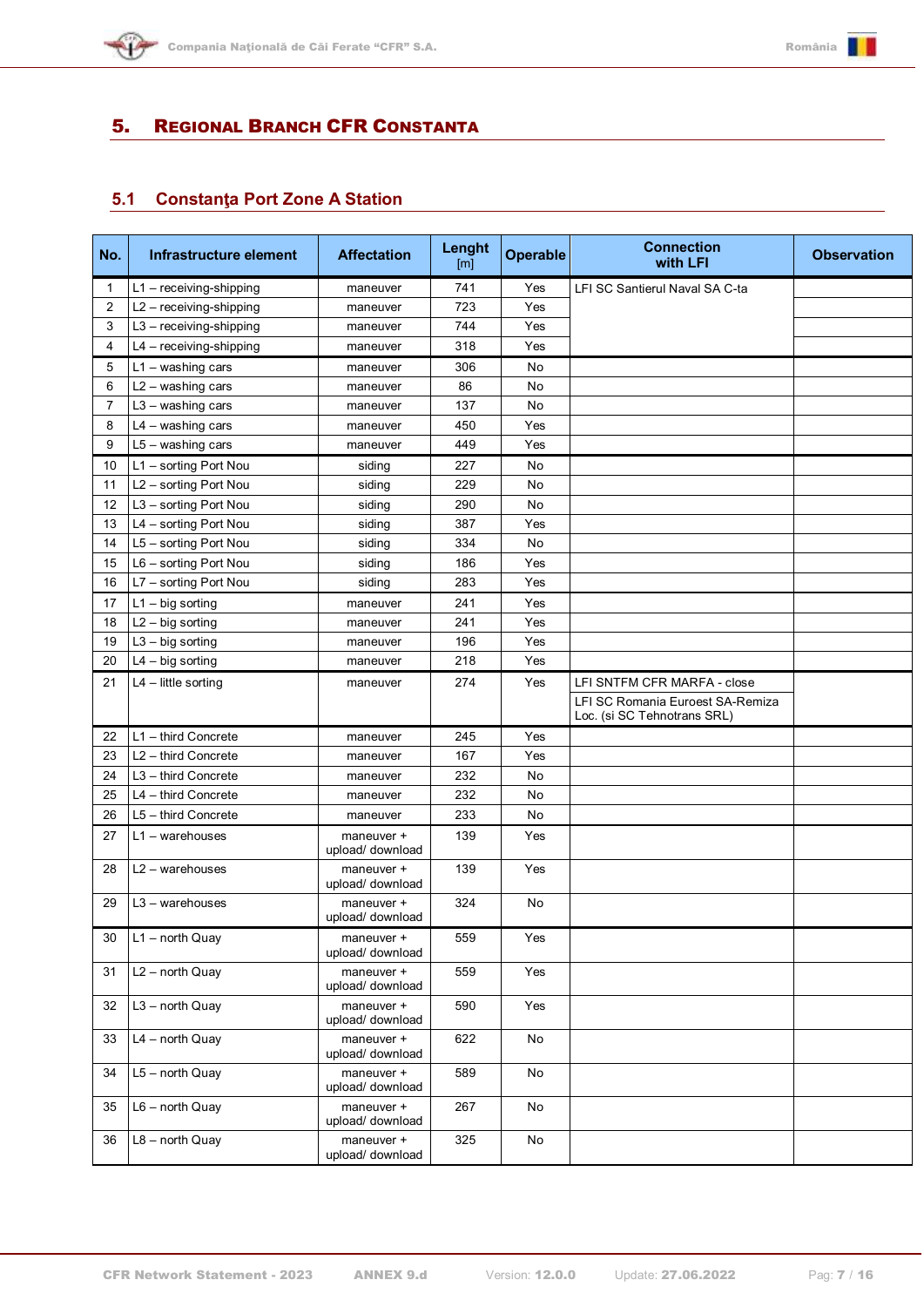# 5. Regional Branch CFR Constanta

## 5.1 Constanţa Port Zone A Station

| No. | Infrastructure element | Affectation | Lenght [m] | Operable | Connection with LFI | Observation |
|---|---|---|---|---|---|---|
| 1 | L1 – receiving-shipping | maneuver | 741 | Yes | LFI SC Santierul Naval SA C-ta | |
| 2 | L2 – receiving-shipping | maneuver | 723 | Yes | | |
| 3 | L3 – receiving-shipping | maneuver | 744 | Yes | | |
| 4 | L4 – receiving-shipping | maneuver | 318 | Yes | | |
| 5 | L1 – washing cars | maneuver | 306 | No | | |
| 6 | L2 – washing cars | maneuver | 86 | No | | |
| 7 | L3 – washing cars | maneuver | 137 | No | | |
| 8 | L4 – washing cars | maneuver | 450 | Yes | | |
| 9 | L5 – washing cars | maneuver | 449 | Yes | | |
| 10 | L1 – sorting Port Nou | siding | 227 | No | | |
| 11 | L2 – sorting Port Nou | siding | 229 | No | | |
| 12 | L3 – sorting Port Nou | siding | 290 | No | | |
| 13 | L4 – sorting Port Nou | siding | 387 | Yes | | |
| 14 | L5 – sorting Port Nou | siding | 334 | No | | |
| 15 | L6 – sorting Port Nou | siding | 186 | Yes | | |
| 16 | L7 – sorting Port Nou | siding | 283 | Yes | | |
| 17 | L1 – big sorting | maneuver | 241 | Yes | | |
| 18 | L2 – big sorting | maneuver | 241 | Yes | | |
| 19 | L3 – big sorting | maneuver | 196 | Yes | | |
| 20 | L4 – big sorting | maneuver | 218 | Yes | | |
| 21 | L4 – little sorting | maneuver | 274 | Yes | LFI SNTFM CFR MARFA - close<br>LFI SC Romania Euroest SA-Remiza Loc. (si SC Tehnotrans SRL) | |
| 22 | L1 – third Concrete | maneuver | 245 | Yes | | |
| 23 | L2 – third Concrete | maneuver | 167 | Yes | | |
| 24 | L3 – third Concrete | maneuver | 232 | No | | |
| 25 | L4 – third Concrete | maneuver | 232 | No | | |
| 26 | L5 – third Concrete | maneuver | 233 | No | | |
| 27 | L1 – warehouses | maneuver + upload/ download | 139 | Yes | | |
| 28 | L2 – warehouses | maneuver + upload/ download | 139 | Yes | | |
| 29 | L3 – warehouses | maneuver + upload/ download | 324 | No | | |
| 30 | L1 – north Quay | maneuver + upload/ download | 559 | Yes | | |
| 31 | L2 – north Quay | maneuver + upload/ download | 559 | Yes | | |
| 32 | L3 – north Quay | maneuver + upload/ download | 590 | Yes | | |
| 33 | L4 – north Quay | maneuver + upload/ download | 622 | No | | |
| 34 | L5 – north Quay | maneuver + upload/ download | 589 | No | | |
| 35 | L6 – north Quay | maneuver + upload/ download | 267 | No | | |
| 36 | L8 – north Quay | maneuver + upload/ download | 325 | No | | |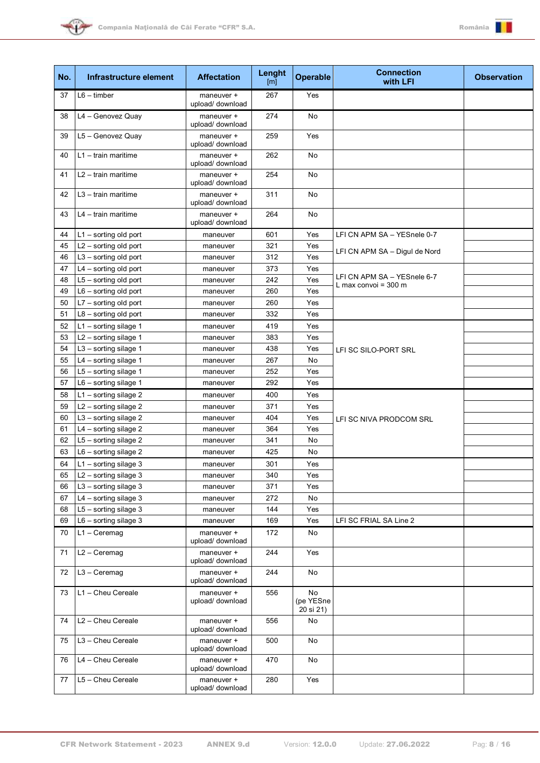| No. | Infrastructure element | Affectation | Lenght [m] | Operable | Connection with LFI | Observation |
|---|---|---|---|---|---|---|
| 37 | L6 – timber | maneuver + upload/ download | 267 | Yes | | |
| 38 | L4 – Genovez Quay | maneuver + upload/ download | 274 | No | | |
| 39 | L5 – Genovez Quay | maneuver + upload/ download | 259 | Yes | | |
| 40 | L1 – train maritime | maneuver + upload/ download | 262 | No | | |
| 41 | L2 – train maritime | maneuver + upload/ download | 254 | No | | |
| 42 | L3 – train maritime | maneuver + upload/ download | 311 | No | | |
| 43 | L4 – train maritime | maneuver + upload/ download | 264 | No | | |
| 44 | L1 – sorting old port | maneuver | 601 | Yes | LFI CN APM SA – YESnele 0-7 | |
| 45 | L2 – sorting old port | maneuver | 321 | Yes | LFI CN APM SA – Digul de Nord | |
| 46 | L3 – sorting old port | maneuver | 312 | Yes | | |
| 47 | L4 – sorting old port | maneuver | 373 | Yes | LFI CN APM SA – YESnele 6-7 L max convoi = 300 m | |
| 48 | L5 – sorting old port | maneuver | 242 | Yes | | |
| 49 | L6 – sorting old port | maneuver | 260 | Yes | | |
| 50 | L7 – sorting old port | maneuver | 260 | Yes | | |
| 51 | L8 – sorting old port | maneuver | 332 | Yes | | |
| 52 | L1 – sorting silage 1 | maneuver | 419 | Yes | LFI SC SILO-PORT SRL | |
| 53 | L2 – sorting silage 1 | maneuver | 383 | Yes | | |
| 54 | L3 – sorting silage 1 | maneuver | 438 | Yes | | |
| 55 | L4 – sorting silage 1 | maneuver | 267 | No | | |
| 56 | L5 – sorting silage 1 | maneuver | 252 | Yes | | |
| 57 | L6 – sorting silage 1 | maneuver | 292 | Yes | | |
| 58 | L1 – sorting silage 2 | maneuver | 400 | Yes | LFI SC NIVA PRODCOM SRL | |
| 59 | L2 – sorting silage 2 | maneuver | 371 | Yes | | |
| 60 | L3 – sorting silage 2 | maneuver | 404 | Yes | | |
| 61 | L4 – sorting silage 2 | maneuver | 364 | Yes | | |
| 62 | L5 – sorting silage 2 | maneuver | 341 | No | | |
| 63 | L6 – sorting silage 2 | maneuver | 425 | No | | |
| 64 | L1 – sorting silage 3 | maneuver | 301 | Yes | | |
| 65 | L2 – sorting silage 3 | maneuver | 340 | Yes | | |
| 66 | L3 – sorting silage 3 | maneuver | 371 | Yes | | |
| 67 | L4 – sorting silage 3 | maneuver | 272 | No | | |
| 68 | L5 – sorting silage 3 | maneuver | 144 | Yes | | |
| 69 | L6 – sorting silage 3 | maneuver | 169 | Yes | LFI SC FRIAL SA Line 2 | |
| 70 | L1 – Ceremag | maneuver + upload/ download | 172 | No | | |
| 71 | L2 – Ceremag | maneuver + upload/ download | 244 | Yes | | |
| 72 | L3 – Ceremag | maneuver + upload/ download | 244 | No | | |
| 73 | L1 – Cheu Cereale | maneuver + upload/ download | 556 | No (pe YESne 20 si 21) | | |
| 74 | L2 – Cheu Cereale | maneuver + upload/ download | 556 | No | | |
| 75 | L3 – Cheu Cereale | maneuver + upload/ download | 500 | No | | |
| 76 | L4 – Cheu Cereale | maneuver + upload/ download | 470 | No | | |
| 77 | L5 – Cheu Cereale | maneuver + upload/ download | 280 | Yes | | |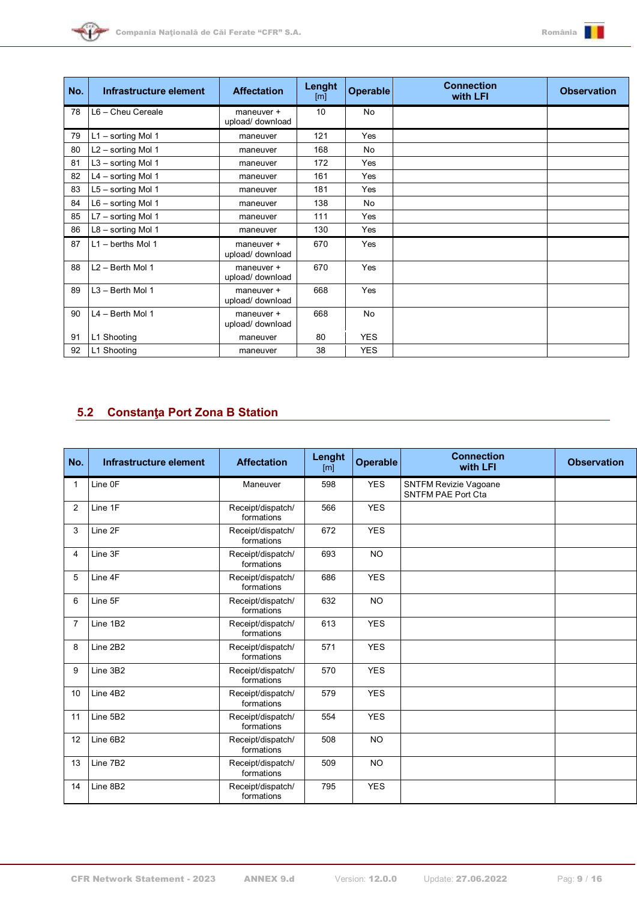| No. | Infrastructure element | Affectation | Lenght [m] | Operable | Connection with LFI | Observation |
|---|---|---|---|---|---|---|
| 78 | L6 – Cheu Cereale | maneuver + upload/ download | 10 | No | | |
| 79 | L1 – sorting Mol 1 | maneuver | 121 | Yes | | |
| 80 | L2 – sorting Mol 1 | maneuver | 168 | No | | |
| 81 | L3 – sorting Mol 1 | maneuver | 172 | Yes | | |
| 82 | L4 – sorting Mol 1 | maneuver | 161 | Yes | | |
| 83 | L5 – sorting Mol 1 | maneuver | 181 | Yes | | |
| 84 | L6 – sorting Mol 1 | maneuver | 138 | No | | |
| 85 | L7 – sorting Mol 1 | maneuver | 111 | Yes | | |
| 86 | L8 – sorting Mol 1 | maneuver | 130 | Yes | | |
| 87 | L1 – berths Mol 1 | maneuver + upload/ download | 670 | Yes | | |
| 88 | L2 – Berth Mol 1 | maneuver + upload/ download | 670 | Yes | | |
| 89 | L3 – Berth Mol 1 | maneuver + upload/ download | 668 | Yes | | |
| 90 | L4 – Berth Mol 1 | maneuver + upload/ download | 668 | No | | |
| 91 | L1 Shooting | maneuver | 80 | YES | | |
| 92 | L1 Shooting | maneuver | 38 | YES | | |

## 5.2 Constanţa Port Zona B Station

| No. | Infrastructure element | Affectation | Lenght [m] | Operable | Connection with LFI | Observation |
|---|---|---|---|---|---|---|
| 1 | Line 0F | Maneuver | 598 | YES | SNTFM Revizie Vagoane SNTFM PAE Port Cta | |
| 2 | Line 1F | Receipt/dispatch/ formations | 566 | YES | | |
| 3 | Line 2F | Receipt/dispatch/ formations | 672 | YES | | |
| 4 | Line 3F | Receipt/dispatch/ formations | 693 | NO | | |
| 5 | Line 4F | Receipt/dispatch/ formations | 686 | YES | | |
| 6 | Line 5F | Receipt/dispatch/ formations | 632 | NO | | |
| 7 | Line 1B2 | Receipt/dispatch/ formations | 613 | YES | | |
| 8 | Line 2B2 | Receipt/dispatch/ formations | 571 | YES | | |
| 9 | Line 3B2 | Receipt/dispatch/ formations | 570 | YES | | |
| 10 | Line 4B2 | Receipt/dispatch/ formations | 579 | YES | | |
| 11 | Line 5B2 | Receipt/dispatch/ formations | 554 | YES | | |
| 12 | Line 6B2 | Receipt/dispatch/ formations | 508 | NO | | |
| 13 | Line 7B2 | Receipt/dispatch/ formations | 509 | NO | | |
| 14 | Line 8B2 | Receipt/dispatch/ formations | 795 | YES | | |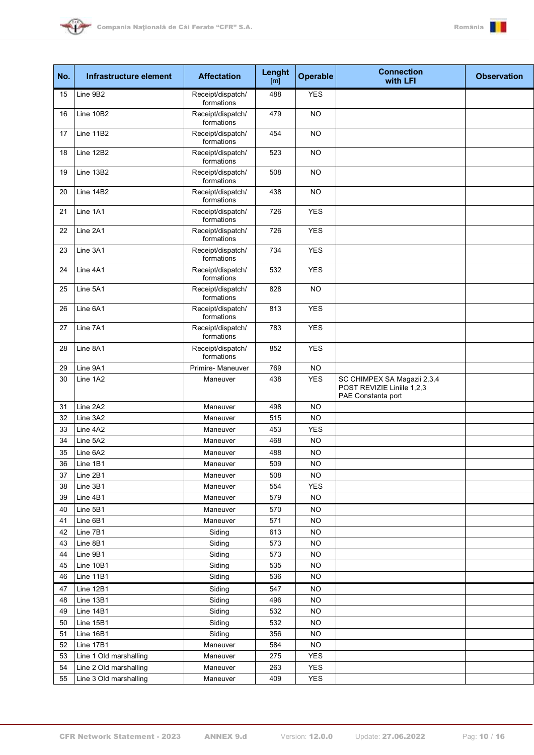| No. | Infrastructure element | Affectation | Lenght [m] | Operable | Connection with LFI | Observation |
|---|---|---|---|---|---|---|
| 15 | Line 9B2 | Receipt/dispatch/ formations | 488 | YES | | |
| 16 | Line 10B2 | Receipt/dispatch/ formations | 479 | NO | | |
| 17 | Line 11B2 | Receipt/dispatch/ formations | 454 | NO | | |
| 18 | Line 12B2 | Receipt/dispatch/ formations | 523 | NO | | |
| 19 | Line 13B2 | Receipt/dispatch/ formations | 508 | NO | | |
| 20 | Line 14B2 | Receipt/dispatch/ formations | 438 | NO | | |
| 21 | Line 1A1 | Receipt/dispatch/ formations | 726 | YES | | |
| 22 | Line 2A1 | Receipt/dispatch/ formations | 726 | YES | | |
| 23 | Line 3A1 | Receipt/dispatch/ formations | 734 | YES | | |
| 24 | Line 4A1 | Receipt/dispatch/ formations | 532 | YES | | |
| 25 | Line 5A1 | Receipt/dispatch/ formations | 828 | NO | | |
| 26 | Line 6A1 | Receipt/dispatch/ formations | 813 | YES | | |
| 27 | Line 7A1 | Receipt/dispatch/ formations | 783 | YES | | |
| 28 | Line 8A1 | Receipt/dispatch/ formations | 852 | YES | | |
| 29 | Line 9A1 | Primire- Maneuver | 769 | NO | | |
| 30 | Line 1A2 | Maneuver | 438 | YES | SC CHIMPEX SA Magazii 2,3,4<br>POST REVIZIE Liniile 1,2,3<br>PAE Constanta port | |
| 31 | Line 2A2 | Maneuver | 498 | NO | | |
| 32 | Line 3A2 | Maneuver | 515 | NO | | |
| 33 | Line 4A2 | Maneuver | 453 | YES | | |
| 34 | Line 5A2 | Maneuver | 468 | NO | | |
| 35 | Line 6A2 | Maneuver | 488 | NO | | |
| 36 | Line 1B1 | Maneuver | 509 | NO | | |
| 37 | Line 2B1 | Maneuver | 508 | NO | | |
| 38 | Line 3B1 | Maneuver | 554 | YES | | |
| 39 | Line 4B1 | Maneuver | 579 | NO | | |
| 40 | Line 5B1 | Maneuver | 570 | NO | | |
| 41 | Line 6B1 | Maneuver | 571 | NO | | |
| 42 | Line 7B1 | Siding | 613 | NO | | |
| 43 | Line 8B1 | Siding | 573 | NO | | |
| 44 | Line 9B1 | Siding | 573 | NO | | |
| 45 | Line 10B1 | Siding | 535 | NO | | |
| 46 | Line 11B1 | Siding | 536 | NO | | |
| 47 | Line 12B1 | Siding | 547 | NO | | |
| 48 | Line 13B1 | Siding | 496 | NO | | |
| 49 | Line 14B1 | Siding | 532 | NO | | |
| 50 | Line 15B1 | Siding | 532 | NO | | |
| 51 | Line 16B1 | Siding | 356 | NO | | |
| 52 | Line 17B1 | Maneuver | 584 | NO | | |
| 53 | Line 1 Old marshalling | Maneuver | 275 | YES | | |
| 54 | Line 2 Old marshalling | Maneuver | 263 | YES | | |
| 55 | Line 3 Old marshalling | Maneuver | 409 | YES | | |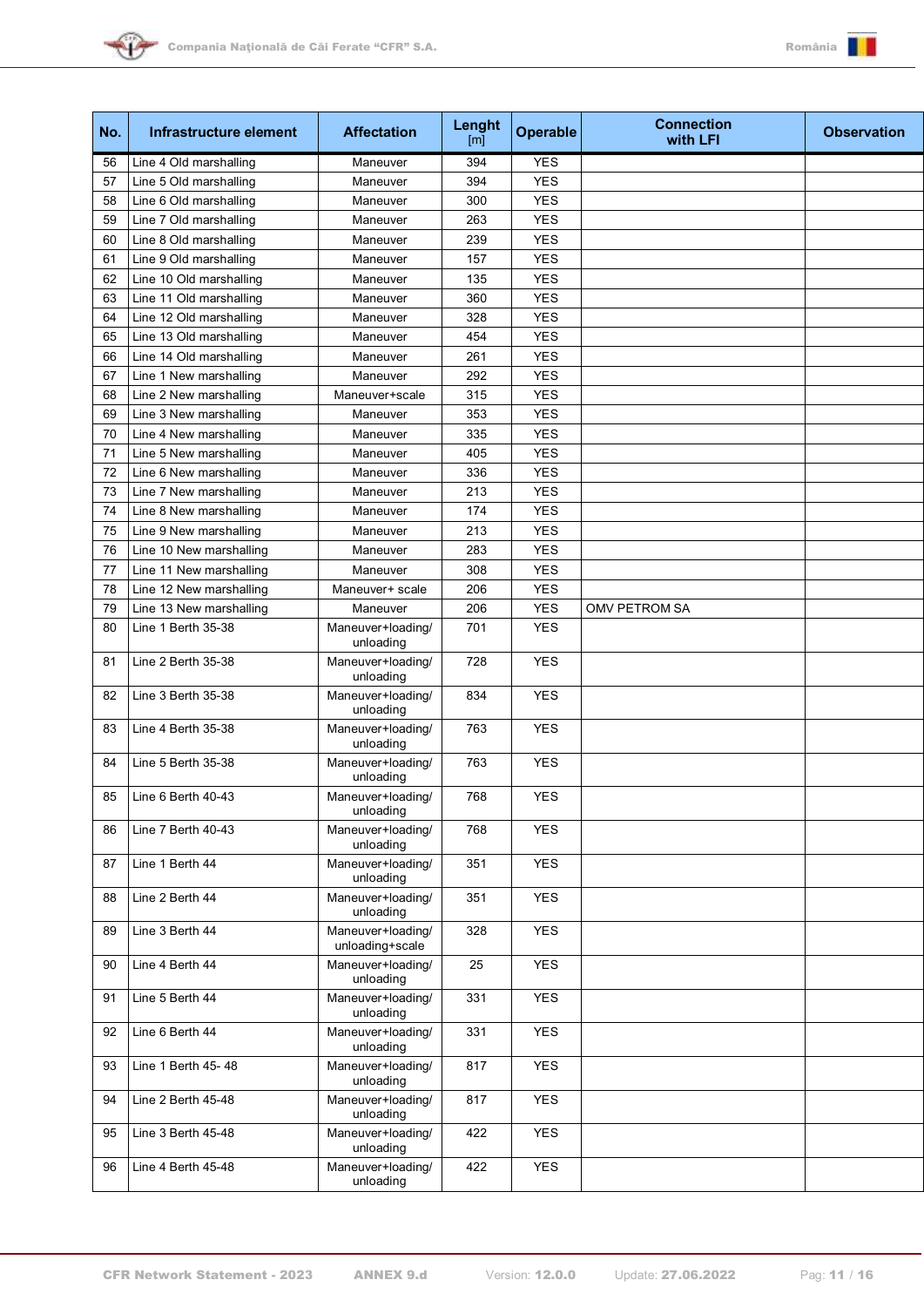| No. | Infrastructure element | Affectation | Lenght [m] | Operable | Connection with LFI | Observation |
|---|---|---|---|---|---|---|
| 56 | Line 4 Old marshalling | Maneuver | 394 | YES | | |
| 57 | Line 5 Old marshalling | Maneuver | 394 | YES | | |
| 58 | Line 6 Old marshalling | Maneuver | 300 | YES | | |
| 59 | Line 7 Old marshalling | Maneuver | 263 | YES | | |
| 60 | Line 8 Old marshalling | Maneuver | 239 | YES | | |
| 61 | Line 9 Old marshalling | Maneuver | 157 | YES | | |
| 62 | Line 10 Old marshalling | Maneuver | 135 | YES | | |
| 63 | Line 11 Old marshalling | Maneuver | 360 | YES | | |
| 64 | Line 12 Old marshalling | Maneuver | 328 | YES | | |
| 65 | Line 13 Old marshalling | Maneuver | 454 | YES | | |
| 66 | Line 14 Old marshalling | Maneuver | 261 | YES | | |
| 67 | Line 1 New marshalling | Maneuver | 292 | YES | | |
| 68 | Line 2 New marshalling | Maneuver+scale | 315 | YES | | |
| 69 | Line 3 New marshalling | Maneuver | 353 | YES | | |
| 70 | Line 4 New marshalling | Maneuver | 335 | YES | | |
| 71 | Line 5 New marshalling | Maneuver | 405 | YES | | |
| 72 | Line 6 New marshalling | Maneuver | 336 | YES | | |
| 73 | Line 7 New marshalling | Maneuver | 213 | YES | | |
| 74 | Line 8 New marshalling | Maneuver | 174 | YES | | |
| 75 | Line 9 New marshalling | Maneuver | 213 | YES | | |
| 76 | Line 10 New marshalling | Maneuver | 283 | YES | | |
| 77 | Line 11 New marshalling | Maneuver | 308 | YES | | |
| 78 | Line 12 New marshalling | Maneuver+ scale | 206 | YES | | |
| 79 | Line 13 New marshalling | Maneuver | 206 | YES | OMV PETROM SA | |
| 80 | Line 1 Berth 35-38 | Maneuver+loading/ unloading | 701 | YES | | |
| 81 | Line 2 Berth 35-38 | Maneuver+loading/ unloading | 728 | YES | | |
| 82 | Line 3 Berth 35-38 | Maneuver+loading/ unloading | 834 | YES | | |
| 83 | Line 4 Berth 35-38 | Maneuver+loading/ unloading | 763 | YES | | |
| 84 | Line 5 Berth 35-38 | Maneuver+loading/ unloading | 763 | YES | | |
| 85 | Line 6 Berth 40-43 | Maneuver+loading/ unloading | 768 | YES | | |
| 86 | Line 7 Berth 40-43 | Maneuver+loading/ unloading | 768 | YES | | |
| 87 | Line 1 Berth 44 | Maneuver+loading/ unloading | 351 | YES | | |
| 88 | Line 2 Berth 44 | Maneuver+loading/ unloading | 351 | YES | | |
| 89 | Line 3 Berth 44 | Maneuver+loading/ unloading+scale | 328 | YES | | |
| 90 | Line 4 Berth 44 | Maneuver+loading/ unloading | 25 | YES | | |
| 91 | Line 5 Berth 44 | Maneuver+loading/ unloading | 331 | YES | | |
| 92 | Line 6 Berth 44 | Maneuver+loading/ unloading | 331 | YES | | |
| 93 | Line 1 Berth 45- 48 | Maneuver+loading/ unloading | 817 | YES | | |
| 94 | Line 2 Berth 45-48 | Maneuver+loading/ unloading | 817 | YES | | |
| 95 | Line 3 Berth 45-48 | Maneuver+loading/ unloading | 422 | YES | | |
| 96 | Line 4 Berth 45-48 | Maneuver+loading/ unloading | 422 | YES | | |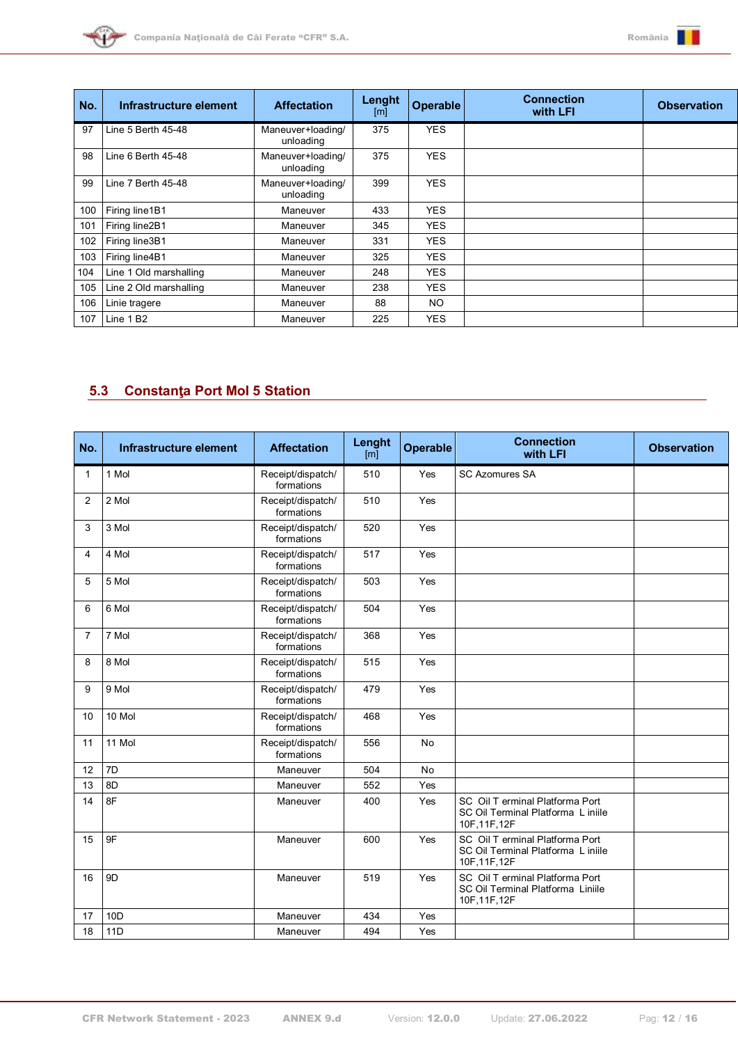| No. | Infrastructure element | Affectation | Lenght [m] | Operable | Connection with LFI | Observation |
|---|---|---|---|---|---|---|
| 97 | Line 5 Berth 45-48 | Maneuver+loading/ unloading | 375 | YES | | |
| 98 | Line 6 Berth 45-48 | Maneuver+loading/ unloading | 375 | YES | | |
| 99 | Line 7 Berth 45-48 | Maneuver+loading/ unloading | 399 | YES | | |
| 100 | Firing line1B1 | Maneuver | 433 | YES | | |
| 101 | Firing line2B1 | Maneuver | 345 | YES | | |
| 102 | Firing line3B1 | Maneuver | 331 | YES | | |
| 103 | Firing line4B1 | Maneuver | 325 | YES | | |
| 104 | Line 1 Old marshalling | Maneuver | 248 | YES | | |
| 105 | Line 2 Old marshalling | Maneuver | 238 | YES | | |
| 106 | Linie tragere | Maneuver | 88 | NO | | |
| 107 | Line 1 B2 | Maneuver | 225 | YES | | |

## 5.3 Constanţa Port Mol 5 Station

| No. | Infrastructure element | Affectation | Lenght [m] | Operable | Connection with LFI | Observation |
|---|---|---|---|---|---|---|
| 1 | 1 Mol | Receipt/dispatch/ formations | 510 | Yes | SC Azomures SA | |
| 2 | 2 Mol | Receipt/dispatch/ formations | 510 | Yes | | |
| 3 | 3 Mol | Receipt/dispatch/ formations | 520 | Yes | | |
| 4 | 4 Mol | Receipt/dispatch/ formations | 517 | Yes | | |
| 5 | 5 Mol | Receipt/dispatch/ formations | 503 | Yes | | |
| 6 | 6 Mol | Receipt/dispatch/ formations | 504 | Yes | | |
| 7 | 7 Mol | Receipt/dispatch/ formations | 368 | Yes | | |
| 8 | 8 Mol | Receipt/dispatch/ formations | 515 | Yes | | |
| 9 | 9 Mol | Receipt/dispatch/ formations | 479 | Yes | | |
| 10 | 10 Mol | Receipt/dispatch/ formations | 468 | Yes | | |
| 11 | 11 Mol | Receipt/dispatch/ formations | 556 | No | | |
| 12 | 7D | Maneuver | 504 | No | | |
| 13 | 8D | Maneuver | 552 | Yes | | |
| 14 | 8F | Maneuver | 400 | Yes | SC Oil T erminal Platforma Port SC Oil Terminal Platforma L iniile 10F,11F,12F | |
| 15 | 9F | Maneuver | 600 | Yes | SC Oil T erminal Platforma Port SC Oil Terminal Platforma L iniile 10F,11F,12F | |
| 16 | 9D | Maneuver | 519 | Yes | SC Oil T erminal Platforma Port SC Oil Terminal Platforma Liniile 10F,11F,12F | |
| 17 | 10D | Maneuver | 434 | Yes | | |
| 18 | 11D | Maneuver | 494 | Yes | | |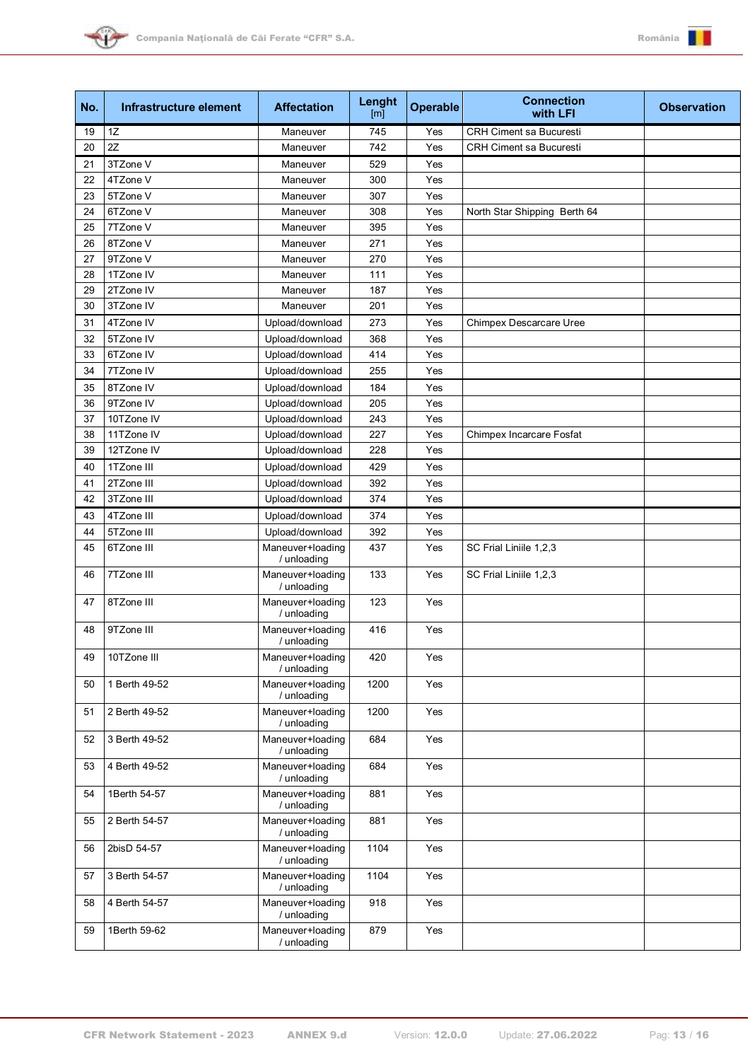| No. | Infrastructure element | Affectation | Lenght [m] | Operable | Connection with LFI | Observation |
|---|---|---|---|---|---|---|
| 19 | 1Z | Maneuver | 745 | Yes | CRH Ciment sa Bucuresti | |
| 20 | 2Z | Maneuver | 742 | Yes | CRH Ciment sa Bucuresti | |
| 21 | 3TZone V | Maneuver | 529 | Yes | | |
| 22 | 4TZone V | Maneuver | 300 | Yes | | |
| 23 | 5TZone V | Maneuver | 307 | Yes | | |
| 24 | 6TZone V | Maneuver | 308 | Yes | North Star Shipping Berth 64 | |
| 25 | 7TZone V | Maneuver | 395 | Yes | | |
| 26 | 8TZone V | Maneuver | 271 | Yes | | |
| 27 | 9TZone V | Maneuver | 270 | Yes | | |
| 28 | 1TZone IV | Maneuver | 111 | Yes | | |
| 29 | 2TZone IV | Maneuver | 187 | Yes | | |
| 30 | 3TZone IV | Maneuver | 201 | Yes | | |
| 31 | 4TZone IV | Upload/download | 273 | Yes | Chimpex Descarcare Uree | |
| 32 | 5TZone IV | Upload/download | 368 | Yes | | |
| 33 | 6TZone IV | Upload/download | 414 | Yes | | |
| 34 | 7TZone IV | Upload/download | 255 | Yes | | |
| 35 | 8TZone IV | Upload/download | 184 | Yes | | |
| 36 | 9TZone IV | Upload/download | 205 | Yes | | |
| 37 | 10TZone IV | Upload/download | 243 | Yes | | |
| 38 | 11TZone IV | Upload/download | 227 | Yes | Chimpex Incarcare Fosfat | |
| 39 | 12TZone IV | Upload/download | 228 | Yes | | |
| 40 | 1TZone III | Upload/download | 429 | Yes | | |
| 41 | 2TZone III | Upload/download | 392 | Yes | | |
| 42 | 3TZone III | Upload/download | 374 | Yes | | |
| 43 | 4TZone III | Upload/download | 374 | Yes | | |
| 44 | 5TZone III | Upload/download | 392 | Yes | | |
| 45 | 6TZone III | Maneuver+loading / unloading | 437 | Yes | SC Frial Liniile 1,2,3 | |
| 46 | 7TZone III | Maneuver+loading / unloading | 133 | Yes | SC Frial Liniile 1,2,3 | |
| 47 | 8TZone III | Maneuver+loading / unloading | 123 | Yes | | |
| 48 | 9TZone III | Maneuver+loading / unloading | 416 | Yes | | |
| 49 | 10TZone III | Maneuver+loading / unloading | 420 | Yes | | |
| 50 | 1 Berth 49-52 | Maneuver+loading / unloading | 1200 | Yes | | |
| 51 | 2 Berth 49-52 | Maneuver+loading / unloading | 1200 | Yes | | |
| 52 | 3 Berth 49-52 | Maneuver+loading / unloading | 684 | Yes | | |
| 53 | 4 Berth 49-52 | Maneuver+loading / unloading | 684 | Yes | | |
| 54 | 1Berth 54-57 | Maneuver+loading / unloading | 881 | Yes | | |
| 55 | 2 Berth 54-57 | Maneuver+loading / unloading | 881 | Yes | | |
| 56 | 2bisD 54-57 | Maneuver+loading / unloading | 1104 | Yes | | |
| 57 | 3 Berth 54-57 | Maneuver+loading / unloading | 1104 | Yes | | |
| 58 | 4 Berth 54-57 | Maneuver+loading / unloading | 918 | Yes | | |
| 59 | 1Berth 59-62 | Maneuver+loading / unloading | 879 | Yes | | |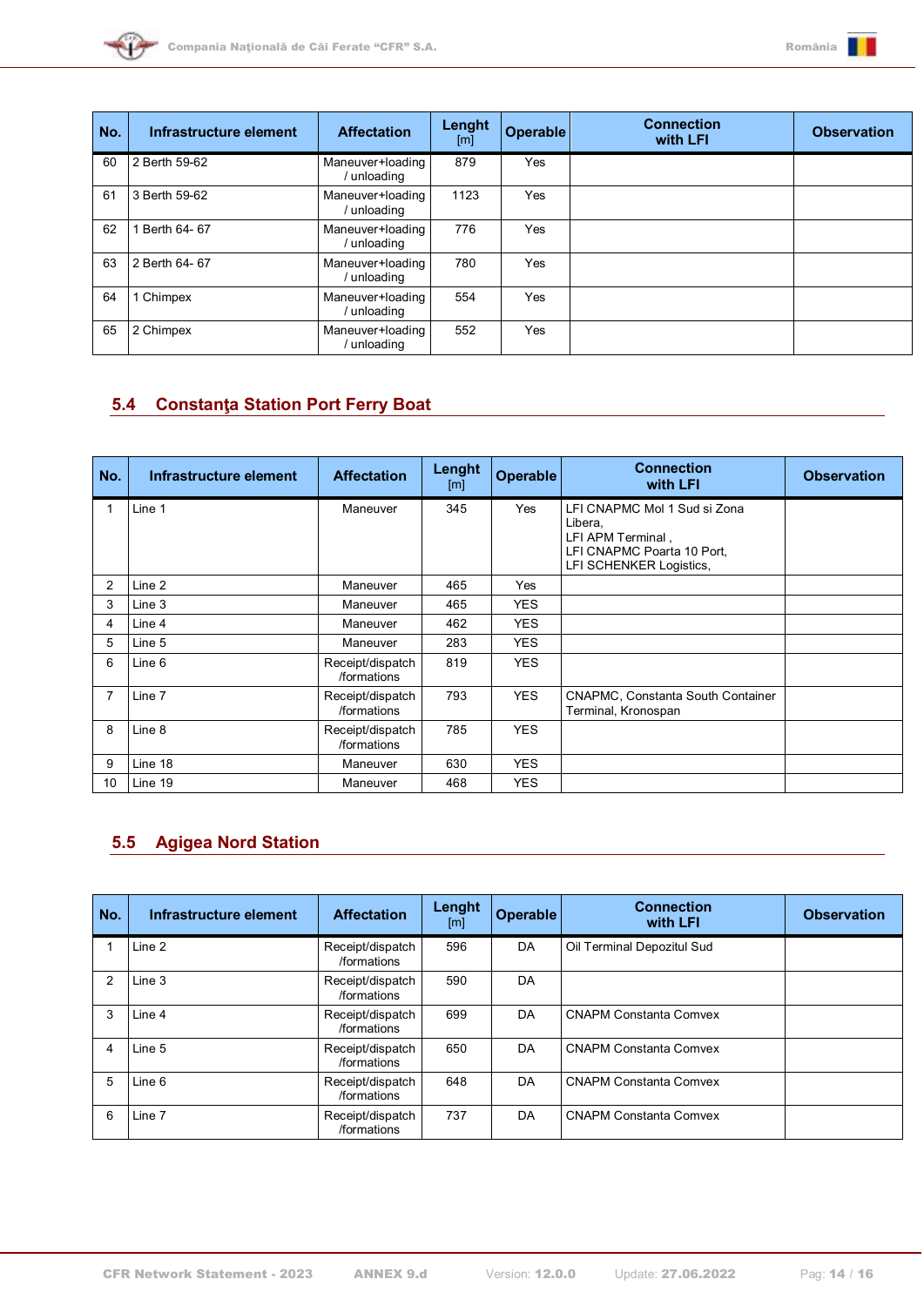| No. | Infrastructure element | Affectation | Lenght [m] | Operable | Connection with LFI | Observation |
|---|---|---|---|---|---|---|
| 60 | 2 Berth 59-62 | Maneuver+loading / unloading | 879 | Yes | | |
| 61 | 3 Berth 59-62 | Maneuver+loading / unloading | 1123 | Yes | | |
| 62 | 1 Berth 64- 67 | Maneuver+loading / unloading | 776 | Yes | | |
| 63 | 2 Berth 64- 67 | Maneuver+loading / unloading | 780 | Yes | | |
| 64 | 1 Chimpex | Maneuver+loading / unloading | 554 | Yes | | |
| 65 | 2 Chimpex | Maneuver+loading / unloading | 552 | Yes | | |

## 5.4 Constanţa Station Port Ferry Boat

| No. | Infrastructure element | Affectation | Lenght [m] | Operable | Connection with LFI | Observation |
|---|---|---|---|---|---|---|
| 1 | Line 1 | Maneuver | 345 | Yes | LFI CNAPMC Mol 1 Sud si Zona Libera, LFI APM Terminal , LFI CNAPMC Poarta 10 Port, LFI SCHENKER Logistics, | |
| 2 | Line 2 | Maneuver | 465 | Yes | | |
| 3 | Line 3 | Maneuver | 465 | YES | | |
| 4 | Line 4 | Maneuver | 462 | YES | | |
| 5 | Line 5 | Maneuver | 283 | YES | | |
| 6 | Line 6 | Receipt/dispatch /formations | 819 | YES | | |
| 7 | Line 7 | Receipt/dispatch /formations | 793 | YES | CNAPMC, Constanta South Container Terminal, Kronospan | |
| 8 | Line 8 | Receipt/dispatch /formations | 785 | YES | | |
| 9 | Line 18 | Maneuver | 630 | YES | | |
| 10 | Line 19 | Maneuver | 468 | YES | | |

## 5.5 Agigea Nord Station

| No. | Infrastructure element | Affectation | Lenght [m] | Operable | Connection with LFI | Observation |
|---|---|---|---|---|---|---|
| 1 | Line 2 | Receipt/dispatch /formations | 596 | DA | Oil Terminal Depozitul Sud | |
| 2 | Line 3 | Receipt/dispatch /formations | 590 | DA | | |
| 3 | Line 4 | Receipt/dispatch /formations | 699 | DA | CNAPM Constanta Comvex | |
| 4 | Line 5 | Receipt/dispatch /formations | 650 | DA | CNAPM Constanta Comvex | |
| 5 | Line 6 | Receipt/dispatch /formations | 648 | DA | CNAPM Constanta Comvex | |
| 6 | Line 7 | Receipt/dispatch /formations | 737 | DA | CNAPM Constanta Comvex | |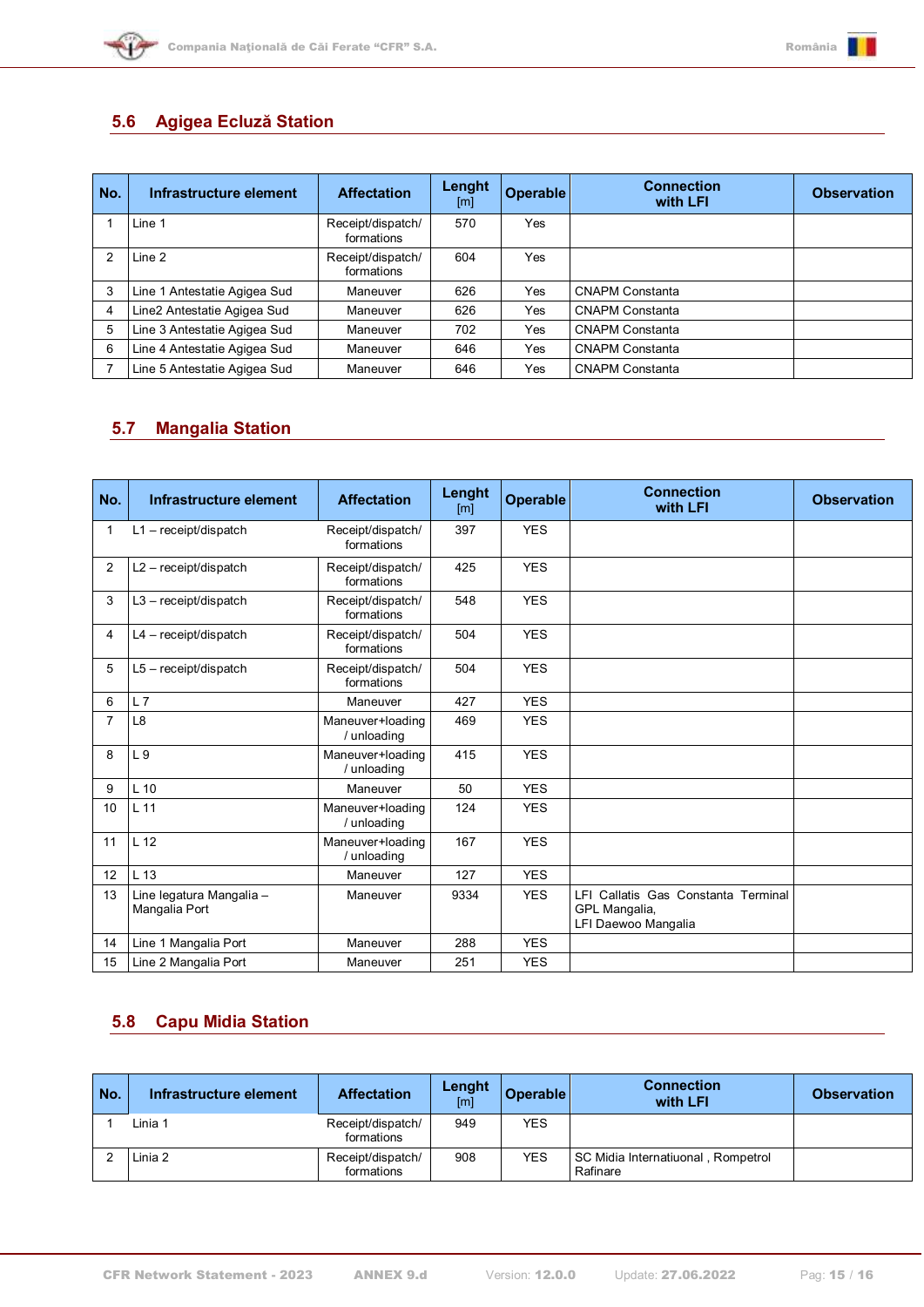## 5.6 Agigea Ecluză Station

| No. | Infrastructure element | Affectation | Lenght [m] | Operable | Connection with LFI | Observation |
|---|---|---|---|---|---|---|
| 1 | Line 1 | Receipt/dispatch/ formations | 570 | Yes | | |
| 2 | Line 2 | Receipt/dispatch/ formations | 604 | Yes | | |
| 3 | Line 1 Antestatie Agigea Sud | Maneuver | 626 | Yes | CNAPM Constanta | |
| 4 | Line2 Antestatie Agigea Sud | Maneuver | 626 | Yes | CNAPM Constanta | |
| 5 | Line 3 Antestatie Agigea Sud | Maneuver | 702 | Yes | CNAPM Constanta | |
| 6 | Line 4 Antestatie Agigea Sud | Maneuver | 646 | Yes | CNAPM Constanta | |
| 7 | Line 5 Antestatie Agigea Sud | Maneuver | 646 | Yes | CNAPM Constanta | |

## 5.7 Mangalia Station

| No. | Infrastructure element | Affectation | Lenght [m] | Operable | Connection with LFI | Observation |
|---|---|---|---|---|---|---|
| 1 | L1 – receipt/dispatch | Receipt/dispatch/ formations | 397 | YES | | |
| 2 | L2 – receipt/dispatch | Receipt/dispatch/ formations | 425 | YES | | |
| 3 | L3 – receipt/dispatch | Receipt/dispatch/ formations | 548 | YES | | |
| 4 | L4 – receipt/dispatch | Receipt/dispatch/ formations | 504 | YES | | |
| 5 | L5 – receipt/dispatch | Receipt/dispatch/ formations | 504 | YES | | |
| 6 | L 7 | Maneuver | 427 | YES | | |
| 7 | L8 | Maneuver+loading / unloading | 469 | YES | | |
| 8 | L 9 | Maneuver+loading / unloading | 415 | YES | | |
| 9 | L 10 | Maneuver | 50 | YES | | |
| 10 | L 11 | Maneuver+loading / unloading | 124 | YES | | |
| 11 | L 12 | Maneuver+loading / unloading | 167 | YES | | |
| 12 | L 13 | Maneuver | 127 | YES | | |
| 13 | Line legatura Mangalia – Mangalia Port | Maneuver | 9334 | YES | LFI Callatis Gas Constanta Terminal GPL Mangalia, LFI Daewoo Mangalia | |
| 14 | Line 1 Mangalia Port | Maneuver | 288 | YES | | |
| 15 | Line 2 Mangalia Port | Maneuver | 251 | YES | | |

## 5.8 Capu Midia Station

| No. | Infrastructure element | Affectation | Lenght [m] | Operable | Connection with LFI | Observation |
|---|---|---|---|---|---|---|
| 1 | Linia 1 | Receipt/dispatch/ formations | 949 | YES | | |
| 2 | Linia 2 | Receipt/dispatch/ formations | 908 | YES | SC Midia Internatiuonal , Rompetrol Rafinare | |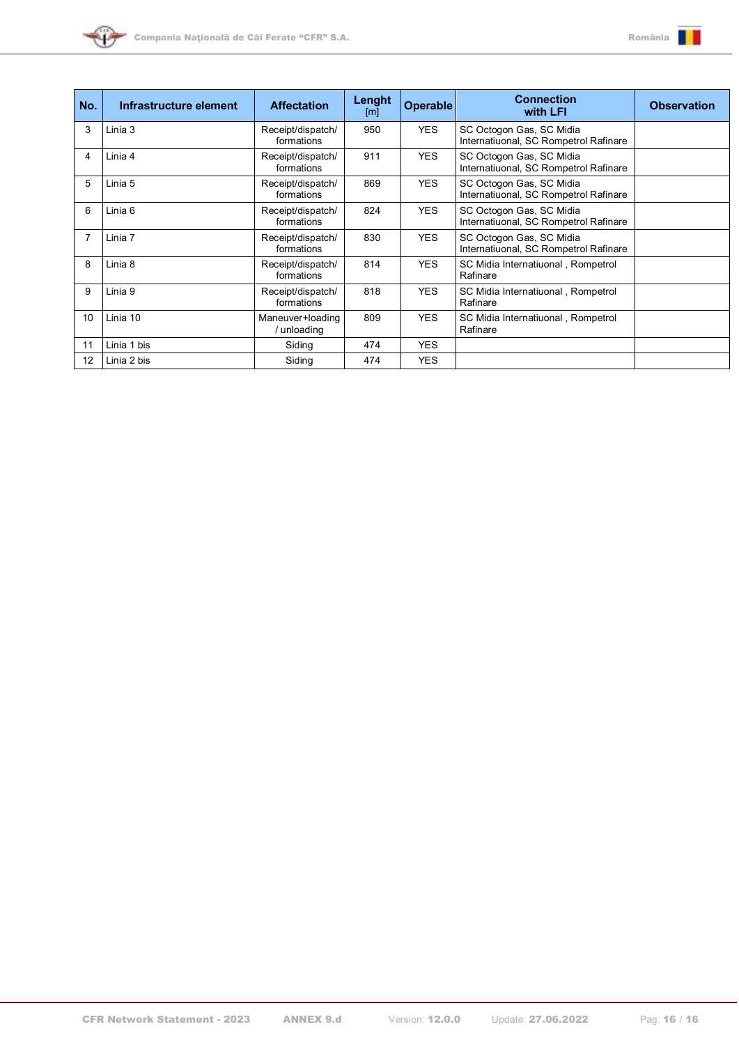| No. | Infrastructure element | Affectation | Lenght [m] | Operable | Connection with LFI | Observation |
|---|---|---|---|---|---|---|
| 3 | Linia 3 | Receipt/dispatch/ formations | 950 | YES | SC Octogon Gas, SC Midia Internatiuonal, SC Rompetrol Rafinare | |
| 4 | Linia 4 | Receipt/dispatch/ formations | 911 | YES | SC Octogon Gas, SC Midia Internatiuonal, SC Rompetrol Rafinare | |
| 5 | Linia 5 | Receipt/dispatch/ formations | 869 | YES | SC Octogon Gas, SC Midia Internatiuonal, SC Rompetrol Rafinare | |
| 6 | Linia 6 | Receipt/dispatch/ formations | 824 | YES | SC Octogon Gas, SC Midia Internatiuonal, SC Rompetrol Rafinare | |
| 7 | Linia 7 | Receipt/dispatch/ formations | 830 | YES | SC Octogon Gas, SC Midia Internatiuonal, SC Rompetrol Rafinare | |
| 8 | Linia 8 | Receipt/dispatch/ formations | 814 | YES | SC Midia Internatiuonal , Rompetrol Rafinare | |
| 9 | Linia 9 | Receipt/dispatch/ formations | 818 | YES | SC Midia Internatiuonal , Rompetrol Rafinare | |
| 10 | Linia 10 | Maneuver+loading / unloading | 809 | YES | SC Midia Internatiuonal , Rompetrol Rafinare | |
| 11 | Linia 1 bis | Siding | 474 | YES | | |
| 12 | Linia 2 bis | Siding | 474 | YES | | |